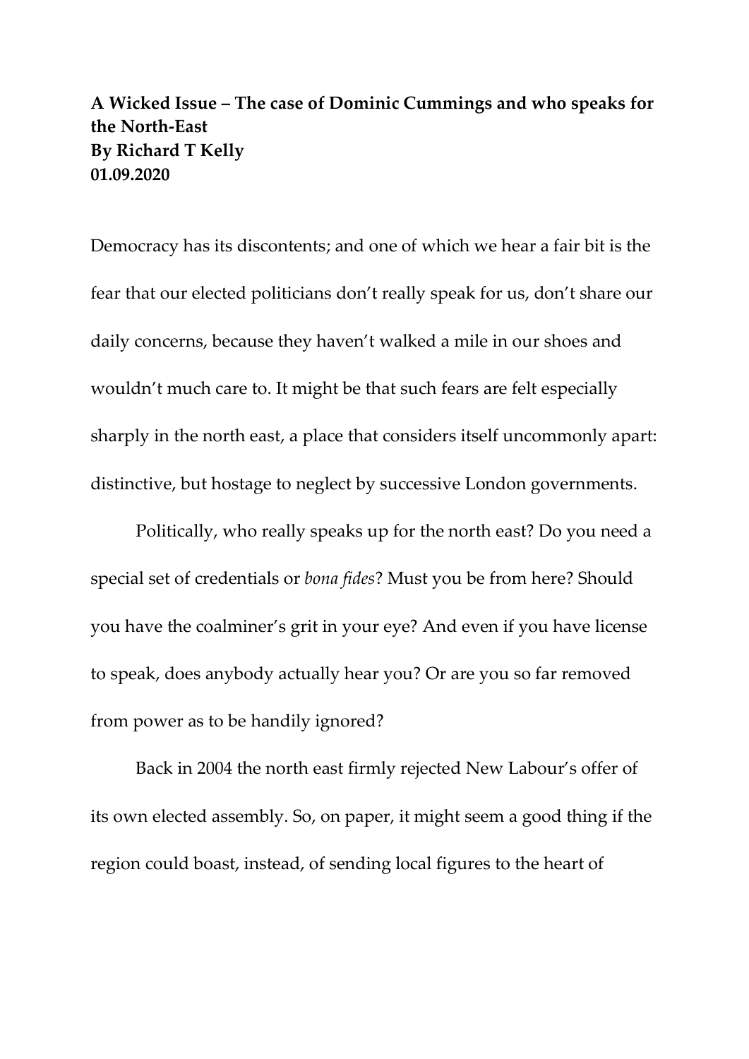**A Wicked Issue – The case of Dominic Cummings and who speaks for the North-East**
**By Richard T Kelly**
**01.09.2020**

Democracy has its discontents; and one of which we hear a fair bit is the fear that our elected politicians don't really speak for us, don't share our daily concerns, because they haven't walked a mile in our shoes and wouldn't much care to. It might be that such fears are felt especially sharply in the north east, a place that considers itself uncommonly apart: distinctive, but hostage to neglect by successive London governments.

Politically, who really speaks up for the north east? Do you need a special set of credentials or *bona fides*? Must you be from here? Should you have the coalminer's grit in your eye? And even if you have license to speak, does anybody actually hear you? Or are you so far removed from power as to be handily ignored?

Back in 2004 the north east firmly rejected New Labour's offer of its own elected assembly. So, on paper, it might seem a good thing if the region could boast, instead, of sending local figures to the heart of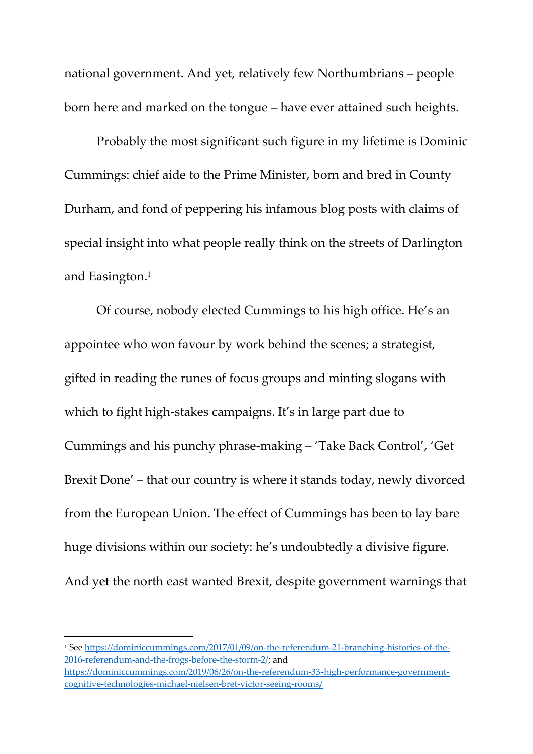national government. And yet, relatively few Northumbrians – people born here and marked on the tongue – have ever attained such heights.

Probably the most significant such figure in my lifetime is Dominic Cummings: chief aide to the Prime Minister, born and bred in County Durham, and fond of peppering his infamous blog posts with claims of special insight into what people really think on the streets of Darlington and Easington.[1]

Of course, nobody elected Cummings to his high office. He's an appointee who won favour by work behind the scenes; a strategist, gifted in reading the runes of focus groups and minting slogans with which to fight high-stakes campaigns. It's in large part due to Cummings and his punchy phrase-making – 'Take Back Control', 'Get Brexit Done' – that our country is where it stands today, newly divorced from the European Union. The effect of Cummings has been to lay bare huge divisions within our society: he's undoubtedly a divisive figure. And yet the north east wanted Brexit, despite government warnings that

---

[1] See https://dominiccummings.com/2017/01/09/on-the-referendum-21-branching-histories-of-the-2016-referendum-and-the-frogs-before-the-storm-2/; and https://dominiccummings.com/2019/06/26/on-the-referendum-33-high-performance-government-cognitive-technologies-michael-nielsen-bret-victor-seeing-rooms/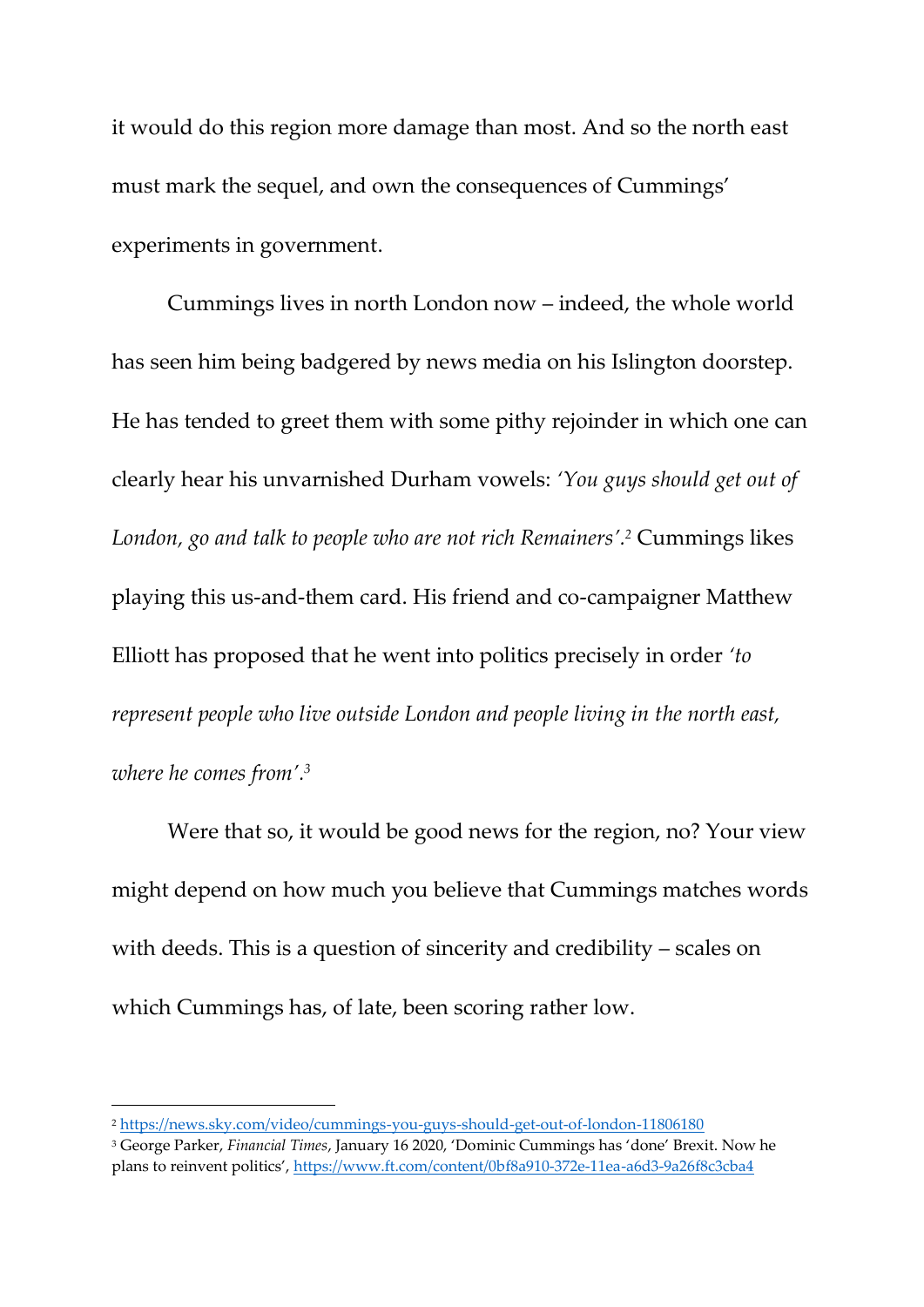it would do this region more damage than most. And so the north east must mark the sequel, and own the consequences of Cummings' experiments in government.

Cummings lives in north London now – indeed, the whole world has seen him being badgered by news media on his Islington doorstep. He has tended to greet them with some pithy rejoinder in which one can clearly hear his unvarnished Durham vowels: *'You guys should get out of London, go and talk to people who are not rich Remainers'.*[2] Cummings likes playing this us-and-them card. His friend and co-campaigner Matthew Elliott has proposed that he went into politics precisely in order *'to represent people who live outside London and people living in the north east, where he comes from'.*[3]

Were that so, it would be good news for the region, no? Your view might depend on how much you believe that Cummings matches words with deeds. This is a question of sincerity and credibility – scales on which Cummings has, of late, been scoring rather low.

---

[2] https://news.sky.com/video/cummings-you-guys-should-get-out-of-london-11806180

[3] George Parker, *Financial Times*, January 16 2020, 'Dominic Cummings has 'done' Brexit. Now he plans to reinvent politics', https://www.ft.com/content/0bf8a910-372e-11ea-a6d3-9a26f8c3cba4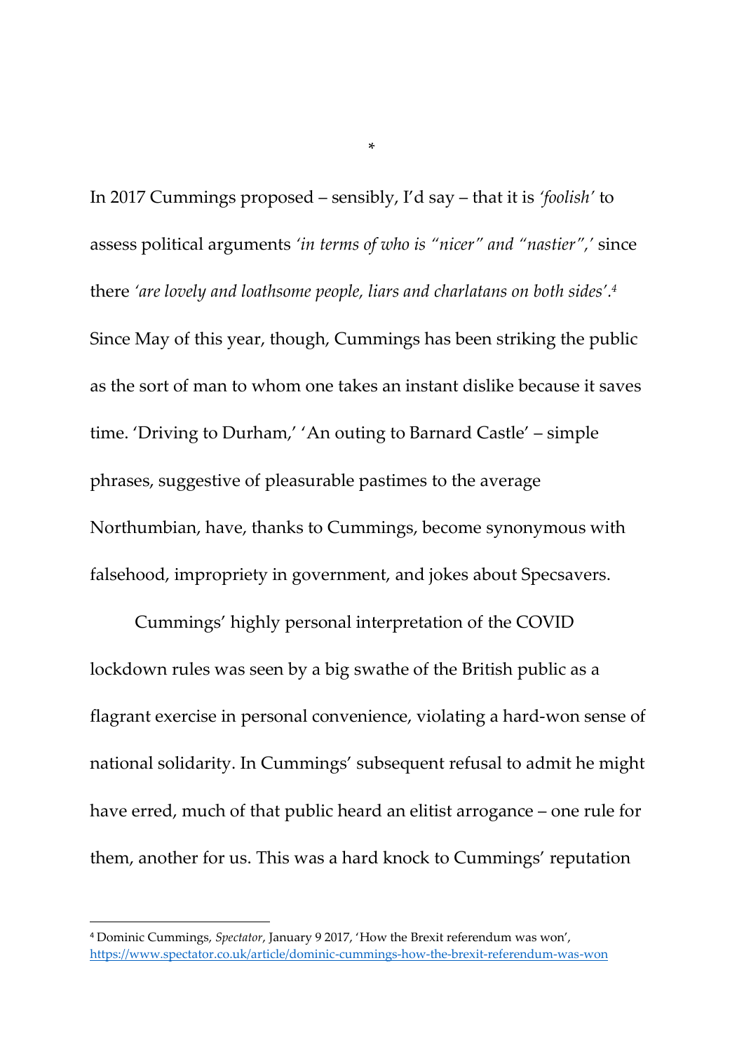*

In 2017 Cummings proposed – sensibly, I'd say – that it is *'foolish'* to assess political arguments *'in terms of who is "nicer" and "nastier",'* since there *'are lovely and loathsome people, liars and charlatans on both sides'.*[4] Since May of this year, though, Cummings has been striking the public as the sort of man to whom one takes an instant dislike because it saves time. 'Driving to Durham,' 'An outing to Barnard Castle' – simple phrases, suggestive of pleasurable pastimes to the average Northumbian, have, thanks to Cummings, become synonymous with falsehood, impropriety in government, and jokes about Specsavers.

Cummings' highly personal interpretation of the COVID lockdown rules was seen by a big swathe of the British public as a flagrant exercise in personal convenience, violating a hard-won sense of national solidarity. In Cummings' subsequent refusal to admit he might have erred, much of that public heard an elitist arrogance – one rule for them, another for us. This was a hard knock to Cummings' reputation

---

[4] Dominic Cummings, *Spectator*, January 9 2017, 'How the Brexit referendum was won', https://www.spectator.co.uk/article/dominic-cummings-how-the-brexit-referendum-was-won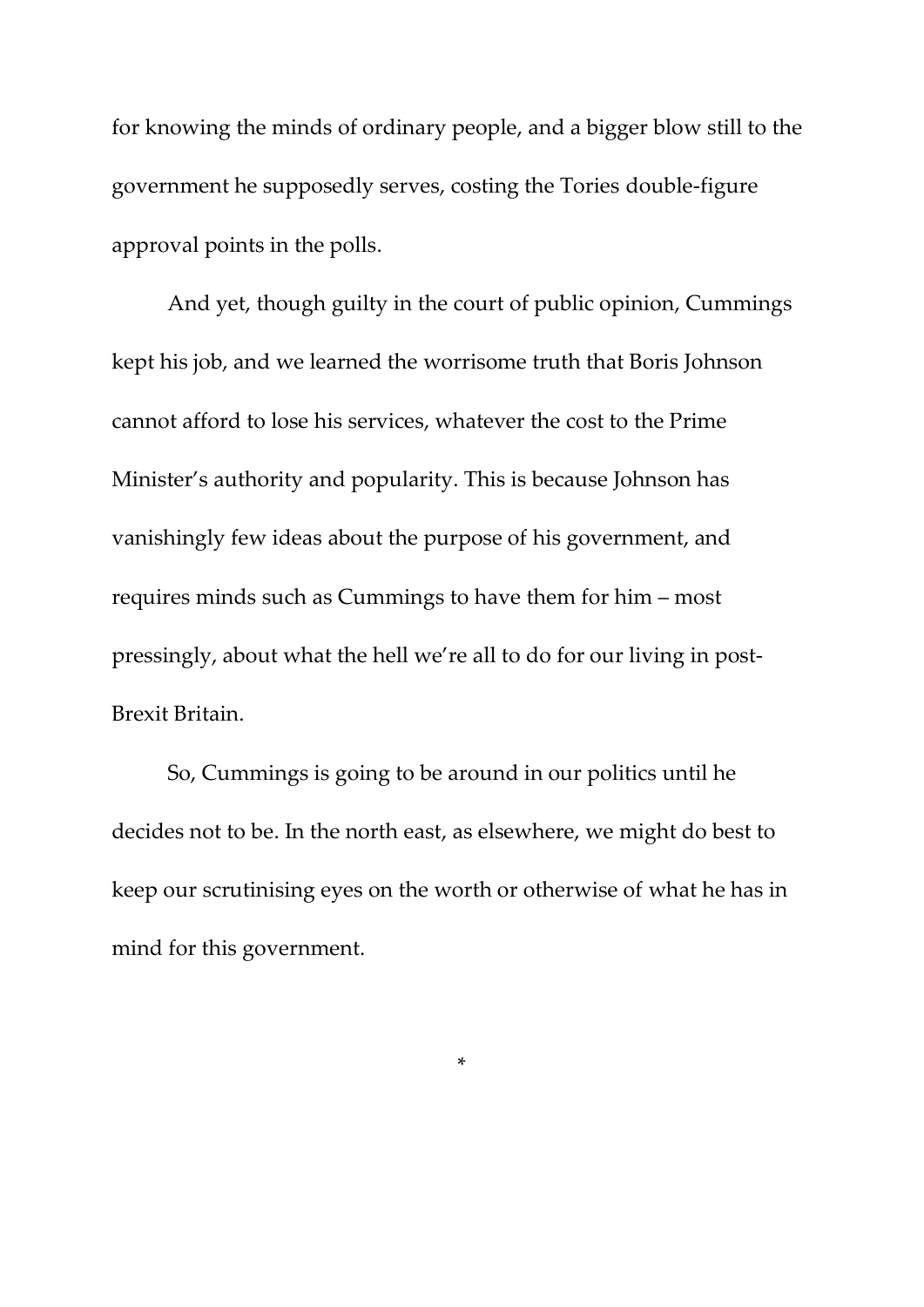for knowing the minds of ordinary people, and a bigger blow still to the government he supposedly serves, costing the Tories double-figure approval points in the polls.

And yet, though guilty in the court of public opinion, Cummings kept his job, and we learned the worrisome truth that Boris Johnson cannot afford to lose his services, whatever the cost to the Prime Minister's authority and popularity. This is because Johnson has vanishingly few ideas about the purpose of his government, and requires minds such as Cummings to have them for him – most pressingly, about what the hell we're all to do for our living in post-Brexit Britain.

So, Cummings is going to be around in our politics until he decides not to be. In the north east, as elsewhere, we might do best to keep our scrutinising eyes on the worth or otherwise of what he has in mind for this government.

*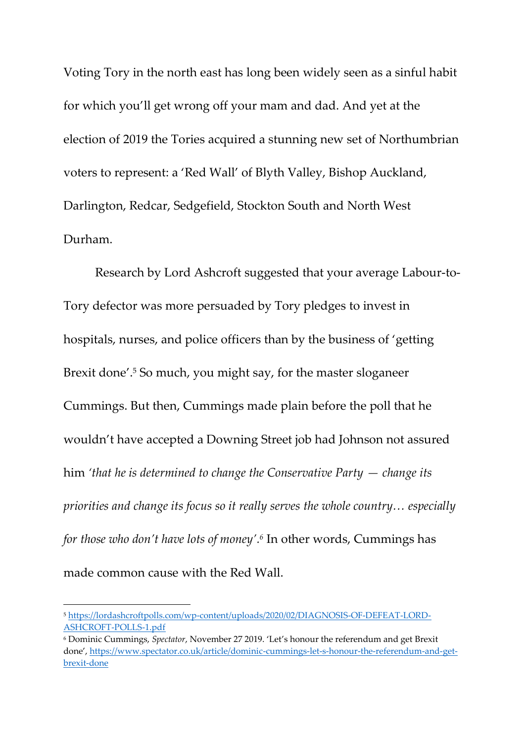Voting Tory in the north east has long been widely seen as a sinful habit for which you'll get wrong off your mam and dad. And yet at the election of 2019 the Tories acquired a stunning new set of Northumbrian voters to represent: a 'Red Wall' of Blyth Valley, Bishop Auckland, Darlington, Redcar, Sedgefield, Stockton South and North West Durham.

Research by Lord Ashcroft suggested that your average Labour-to-Tory defector was more persuaded by Tory pledges to invest in hospitals, nurses, and police officers than by the business of 'getting Brexit done'.[5] So much, you might say, for the master sloganeer Cummings. But then, Cummings made plain before the poll that he wouldn't have accepted a Downing Street job had Johnson not assured him *'that he is determined to change the Conservative Party — change its priorities and change its focus so it really serves the whole country… especially for those who don't have lots of money'*.[6] In other words, Cummings has made common cause with the Red Wall.

---

[5] https://lordashcroftpolls.com/wp-content/uploads/2020/02/DIAGNOSIS-OF-DEFEAT-LORD-ASHCROFT-POLLS-1.pdf

[6] Dominic Cummings, *Spectator*, November 27 2019. 'Let's honour the referendum and get Brexit done', https://www.spectator.co.uk/article/dominic-cummings-let-s-honour-the-referendum-and-get-brexit-done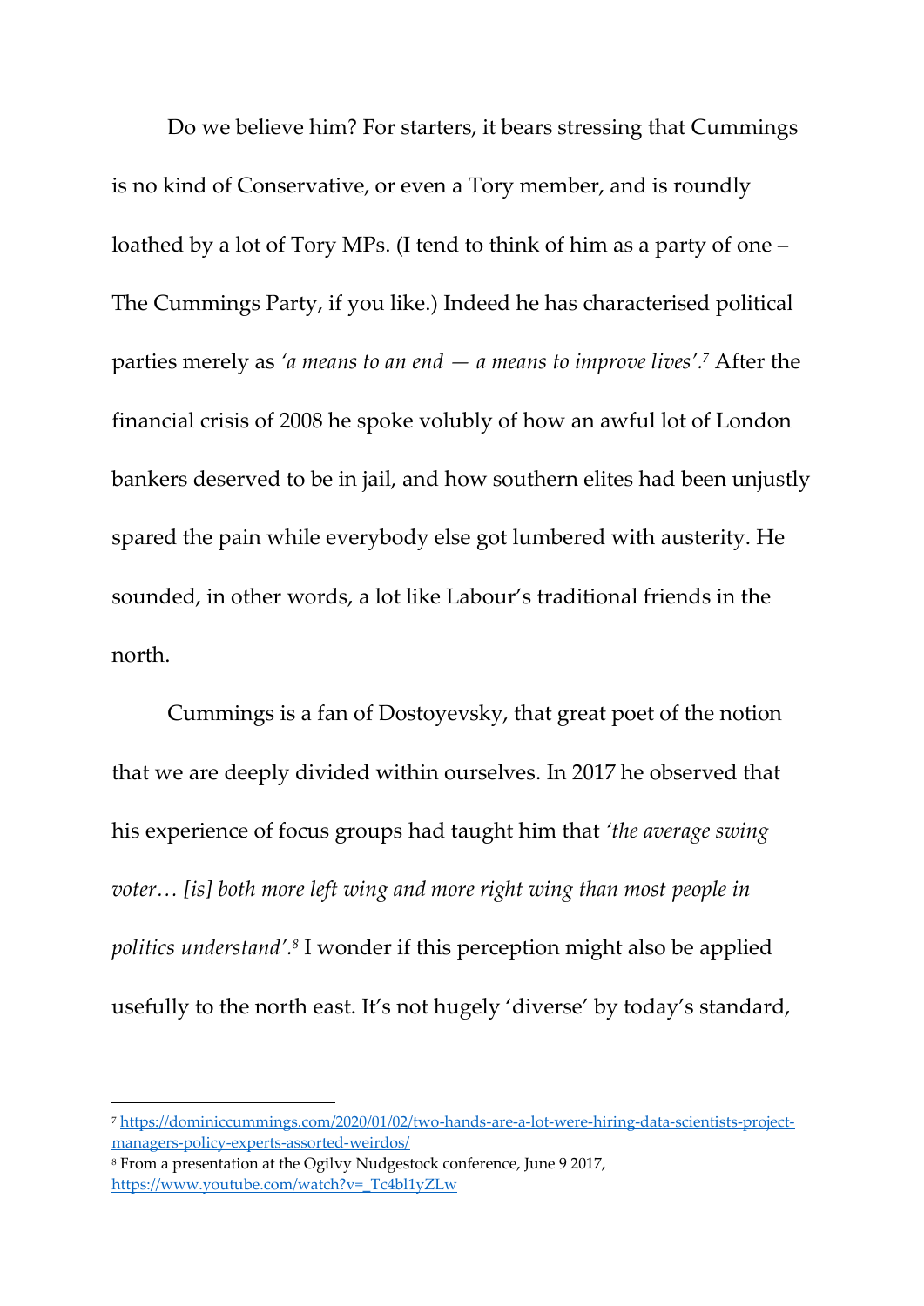Do we believe him? For starters, it bears stressing that Cummings is no kind of Conservative, or even a Tory member, and is roundly loathed by a lot of Tory MPs. (I tend to think of him as a party of one – The Cummings Party, if you like.) Indeed he has characterised political parties merely as *'a means to an end — a means to improve lives'*.[7] After the financial crisis of 2008 he spoke volubly of how an awful lot of London bankers deserved to be in jail, and how southern elites had been unjustly spared the pain while everybody else got lumbered with austerity. He sounded, in other words, a lot like Labour's traditional friends in the north.

Cummings is a fan of Dostoyevsky, that great poet of the notion that we are deeply divided within ourselves. In 2017 he observed that his experience of focus groups had taught him that *'the average swing voter… [is] both more left wing and more right wing than most people in politics understand'*.[8] I wonder if this perception might also be applied usefully to the north east. It's not hugely 'diverse' by today's standard,

---

[7] https://dominiccummings.com/2020/01/02/two-hands-are-a-lot-were-hiring-data-scientists-project-managers-policy-experts-assorted-weirdos/

[8] From a presentation at the Ogilvy Nudgestock conference, June 9 2017, https://www.youtube.com/watch?v=_Tc4bl1yZLw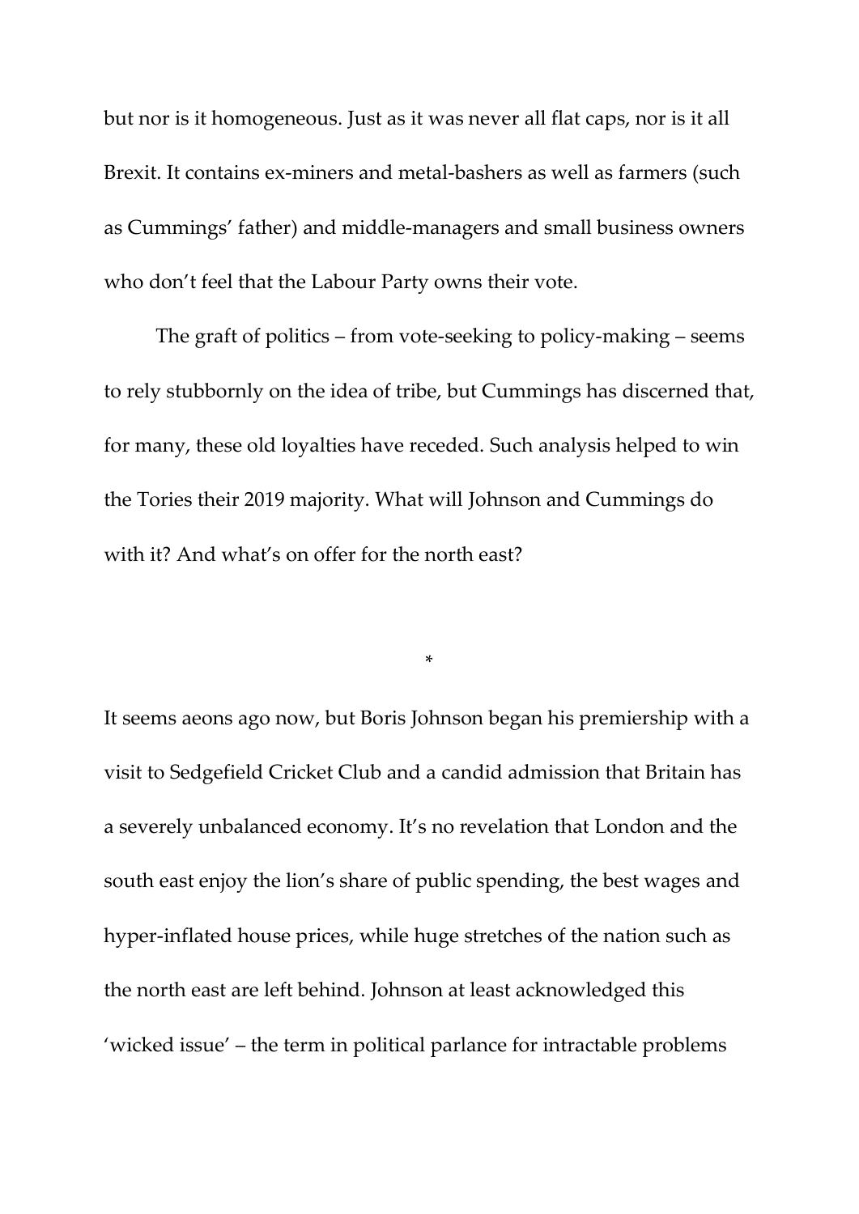but nor is it homogeneous. Just as it was never all flat caps, nor is it all Brexit. It contains ex-miners and metal-bashers as well as farmers (such as Cummings' father) and middle-managers and small business owners who don't feel that the Labour Party owns their vote.

The graft of politics – from vote-seeking to policy-making – seems to rely stubbornly on the idea of tribe, but Cummings has discerned that, for many, these old loyalties have receded. Such analysis helped to win the Tories their 2019 majority. What will Johnson and Cummings do with it? And what's on offer for the north east?

*

It seems aeons ago now, but Boris Johnson began his premiership with a visit to Sedgefield Cricket Club and a candid admission that Britain has a severely unbalanced economy. It's no revelation that London and the south east enjoy the lion's share of public spending, the best wages and hyper-inflated house prices, while huge stretches of the nation such as the north east are left behind. Johnson at least acknowledged this 'wicked issue' – the term in political parlance for intractable problems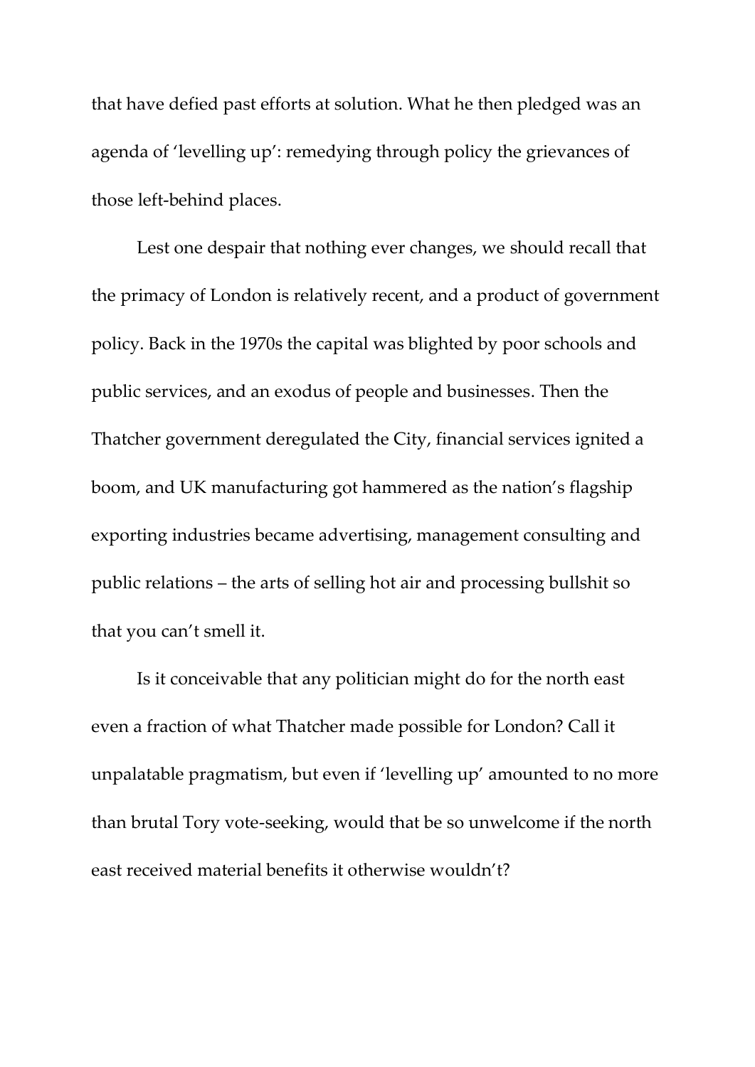that have defied past efforts at solution. What he then pledged was an agenda of 'levelling up': remedying through policy the grievances of those left-behind places.

Lest one despair that nothing ever changes, we should recall that the primacy of London is relatively recent, and a product of government policy. Back in the 1970s the capital was blighted by poor schools and public services, and an exodus of people and businesses. Then the Thatcher government deregulated the City, financial services ignited a boom, and UK manufacturing got hammered as the nation's flagship exporting industries became advertising, management consulting and public relations – the arts of selling hot air and processing bullshit so that you can't smell it.

Is it conceivable that any politician might do for the north east even a fraction of what Thatcher made possible for London? Call it unpalatable pragmatism, but even if 'levelling up' amounted to no more than brutal Tory vote-seeking, would that be so unwelcome if the north east received material benefits it otherwise wouldn't?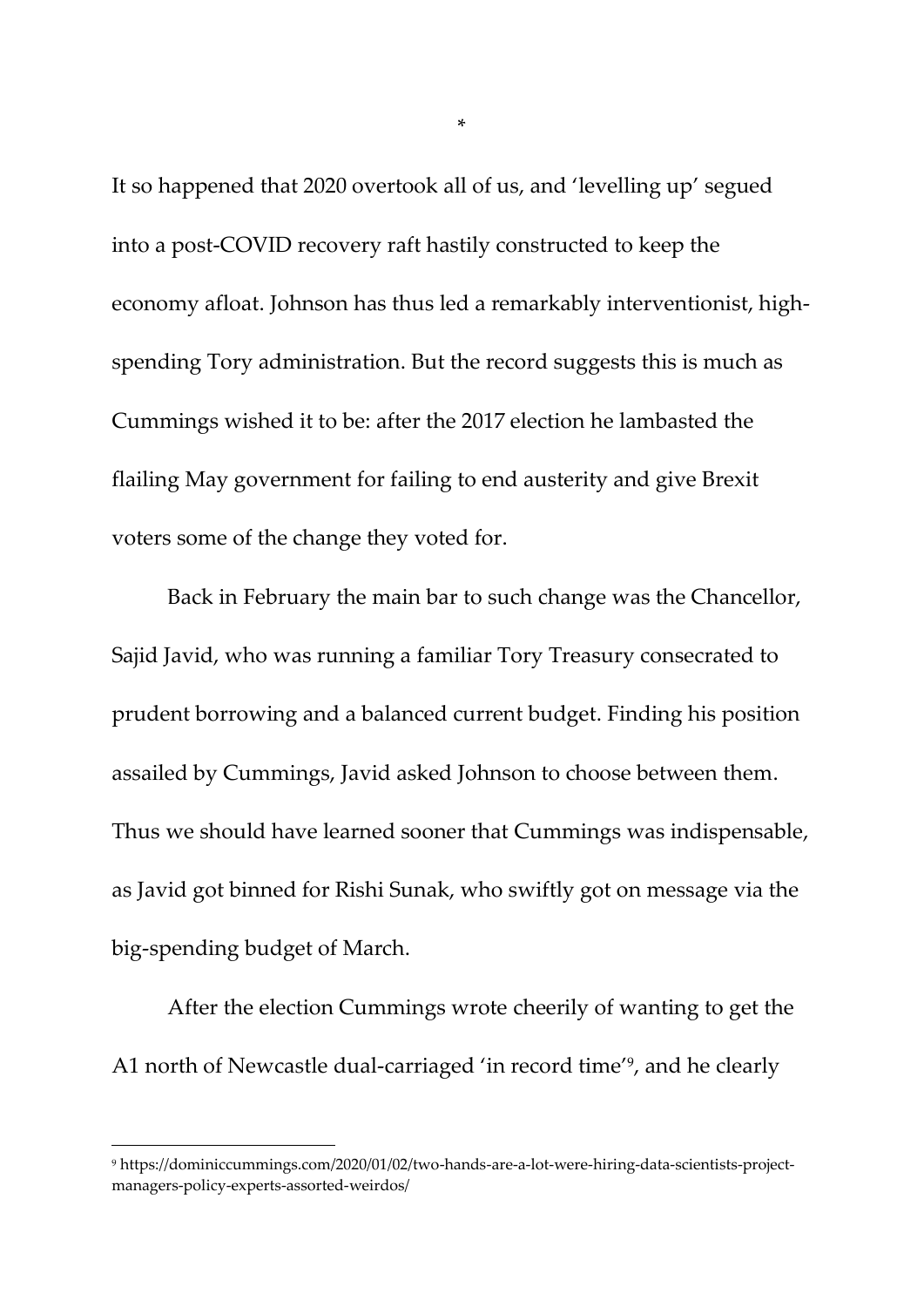*

It so happened that 2020 overtook all of us, and 'levelling up' segued into a post-COVID recovery raft hastily constructed to keep the economy afloat. Johnson has thus led a remarkably interventionist, high-spending Tory administration. But the record suggests this is much as Cummings wished it to be: after the 2017 election he lambasted the flailing May government for failing to end austerity and give Brexit voters some of the change they voted for.

Back in February the main bar to such change was the Chancellor, Sajid Javid, who was running a familiar Tory Treasury consecrated to prudent borrowing and a balanced current budget. Finding his position assailed by Cummings, Javid asked Johnson to choose between them. Thus we should have learned sooner that Cummings was indispensable, as Javid got binned for Rishi Sunak, who swiftly got on message via the big-spending budget of March.

After the election Cummings wrote cheerily of wanting to get the A1 north of Newcastle dual-carriaged 'in record time'[9], and he clearly

[9] https://dominiccummings.com/2020/01/02/two-hands-are-a-lot-were-hiring-data-scientists-project-managers-policy-experts-assorted-weirdos/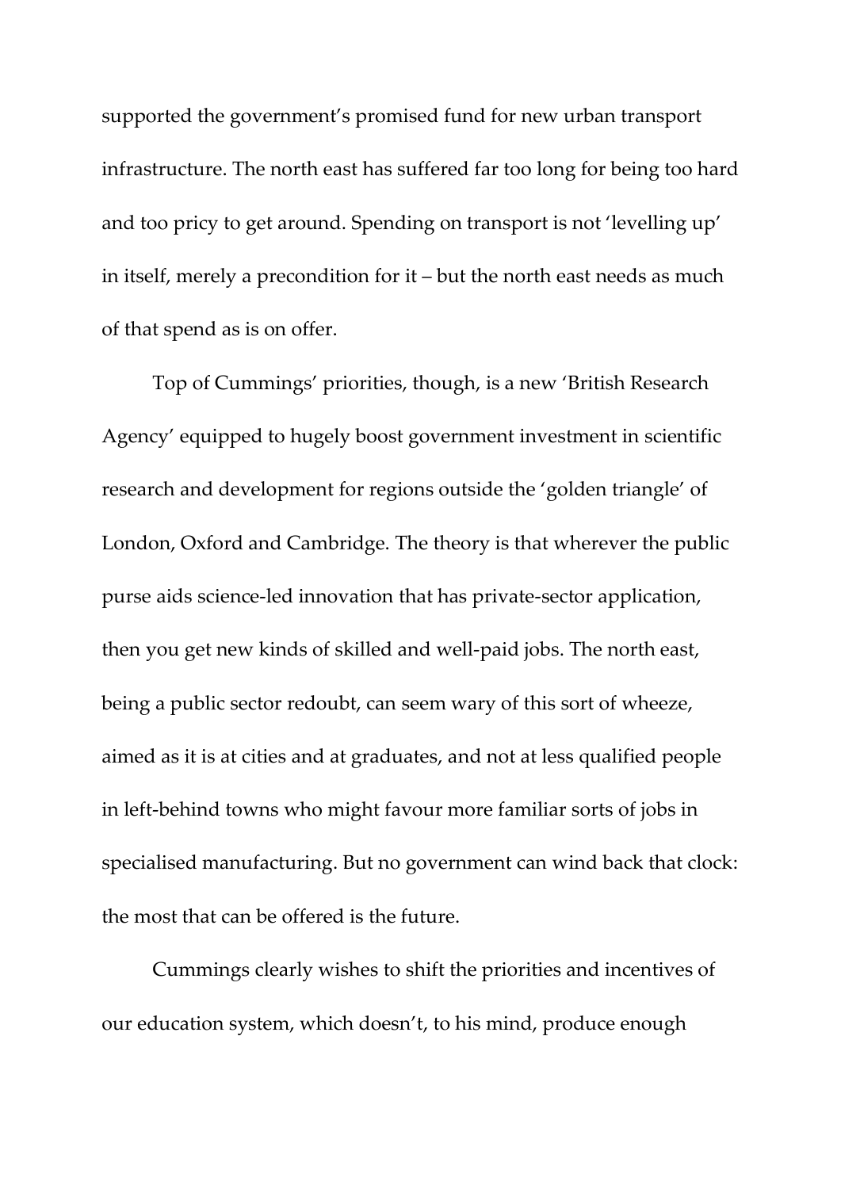supported the government's promised fund for new urban transport infrastructure. The north east has suffered far too long for being too hard and too pricy to get around. Spending on transport is not 'levelling up' in itself, merely a precondition for it – but the north east needs as much of that spend as is on offer.

Top of Cummings' priorities, though, is a new 'British Research Agency' equipped to hugely boost government investment in scientific research and development for regions outside the 'golden triangle' of London, Oxford and Cambridge. The theory is that wherever the public purse aids science-led innovation that has private-sector application, then you get new kinds of skilled and well-paid jobs. The north east, being a public sector redoubt, can seem wary of this sort of wheeze, aimed as it is at cities and at graduates, and not at less qualified people in left-behind towns who might favour more familiar sorts of jobs in specialised manufacturing. But no government can wind back that clock: the most that can be offered is the future.

Cummings clearly wishes to shift the priorities and incentives of our education system, which doesn't, to his mind, produce enough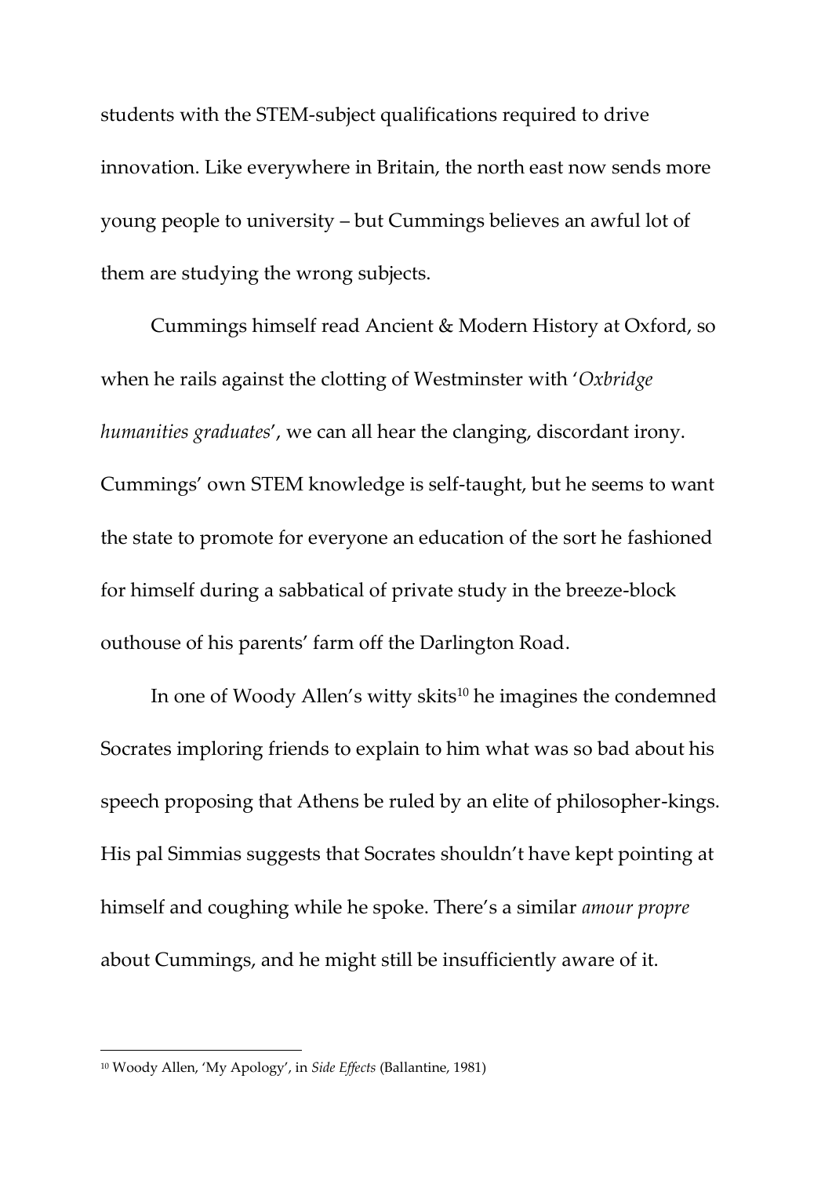students with the STEM-subject qualifications required to drive innovation. Like everywhere in Britain, the north east now sends more young people to university – but Cummings believes an awful lot of them are studying the wrong subjects.

Cummings himself read Ancient & Modern History at Oxford, so when he rails against the clotting of Westminster with '*Oxbridge humanities graduates*', we can all hear the clanging, discordant irony. Cummings' own STEM knowledge is self-taught, but he seems to want the state to promote for everyone an education of the sort he fashioned for himself during a sabbatical of private study in the breeze-block outhouse of his parents' farm off the Darlington Road.

In one of Woody Allen's witty skits[10] he imagines the condemned Socrates imploring friends to explain to him what was so bad about his speech proposing that Athens be ruled by an elite of philosopher-kings. His pal Simmias suggests that Socrates shouldn't have kept pointing at himself and coughing while he spoke. There's a similar *amour propre* about Cummings, and he might still be insufficiently aware of it.

---

[10] Woody Allen, 'My Apology', in *Side Effects* (Ballantine, 1981)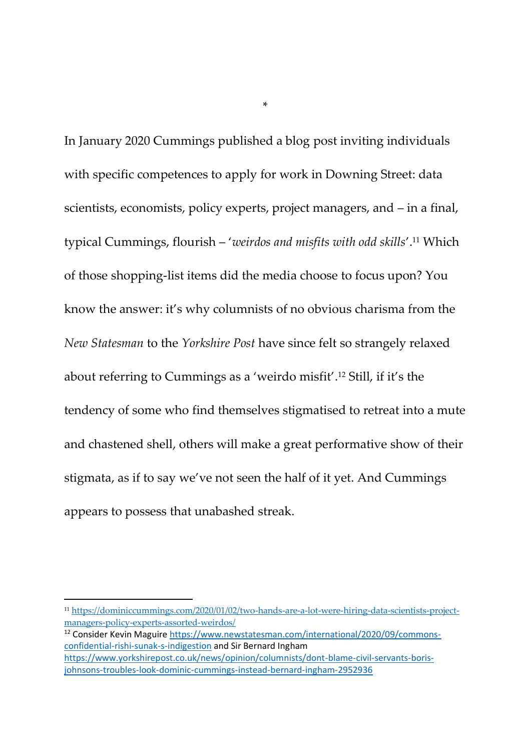*

In January 2020 Cummings published a blog post inviting individuals with specific competences to apply for work in Downing Street: data scientists, economists, policy experts, project managers, and – in a final, typical Cummings, flourish – '*weirdos and misfits with odd skills*'.[11] Which of those shopping-list items did the media choose to focus upon? You know the answer: it's why columnists of no obvious charisma from the *New Statesman* to the *Yorkshire Post* have since felt so strangely relaxed about referring to Cummings as a 'weirdo misfit'.[12] Still, if it's the tendency of some who find themselves stigmatised to retreat into a mute and chastened shell, others will make a great performative show of their stigmata, as if to say we've not seen the half of it yet. And Cummings appears to possess that unabashed streak.

---

[11] https://dominiccummings.com/2020/01/02/two-hands-are-a-lot-were-hiring-data-scientists-project-managers-policy-experts-assorted-weirdos/

[12] Consider Kevin Maguire https://www.newstatesman.com/international/2020/09/commons-confidential-rishi-sunak-s-indigestion and Sir Bernard Ingham https://www.yorkshirepost.co.uk/news/opinion/columnists/dont-blame-civil-servants-boris-johnsons-troubles-look-dominic-cummings-instead-bernard-ingham-2952936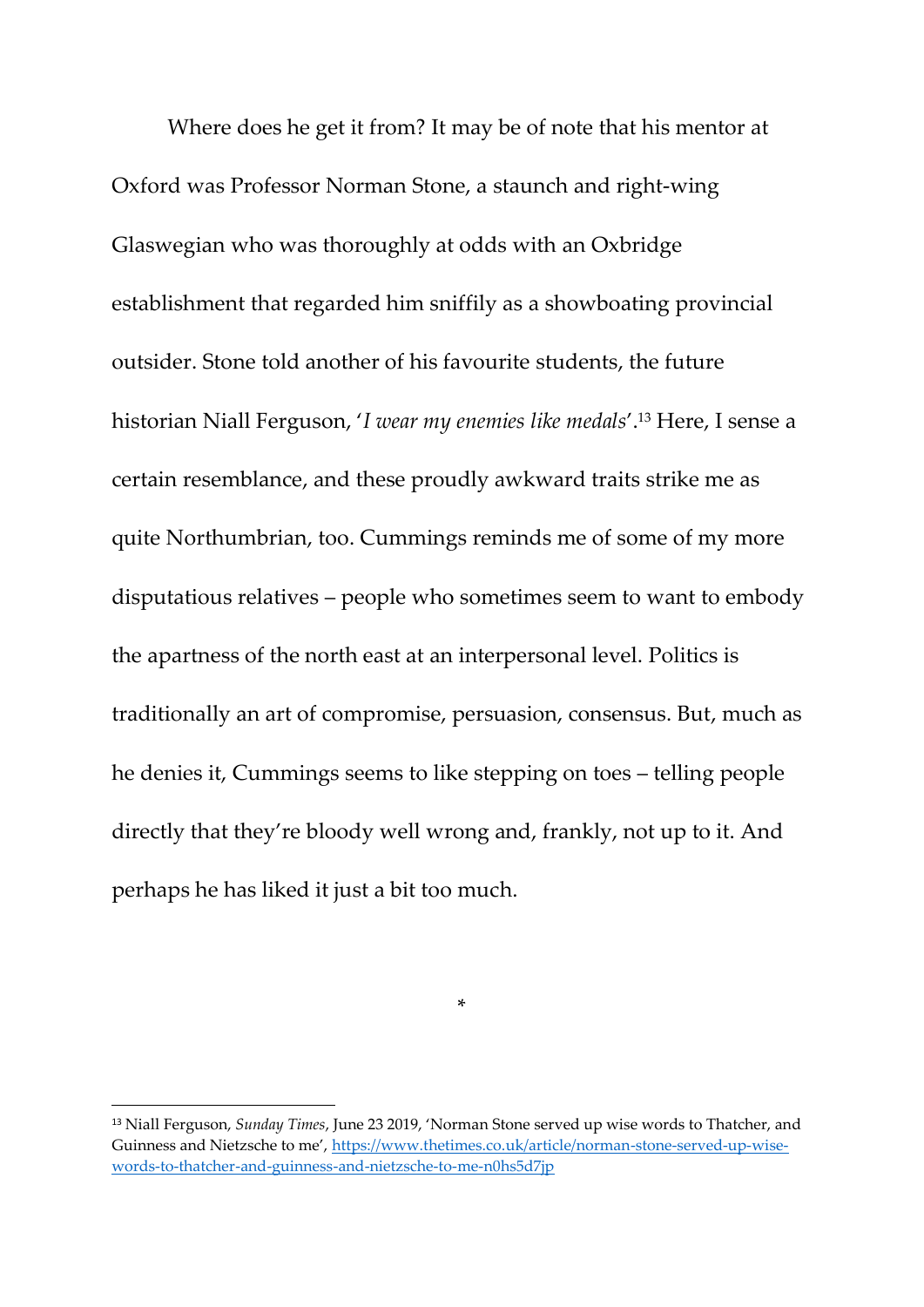Where does he get it from? It may be of note that his mentor at Oxford was Professor Norman Stone, a staunch and right-wing Glaswegian who was thoroughly at odds with an Oxbridge establishment that regarded him sniffily as a showboating provincial outsider. Stone told another of his favourite students, the future historian Niall Ferguson, '*I wear my enemies like medals*'.[13] Here, I sense a certain resemblance, and these proudly awkward traits strike me as quite Northumbrian, too. Cummings reminds me of some of my more disputatious relatives – people who sometimes seem to want to embody the apartness of the north east at an interpersonal level. Politics is traditionally an art of compromise, persuasion, consensus. But, much as he denies it, Cummings seems to like stepping on toes – telling people directly that they're bloody well wrong and, frankly, not up to it. And perhaps he has liked it just a bit too much.

*

[13] Niall Ferguson, *Sunday Times*, June 23 2019, 'Norman Stone served up wise words to Thatcher, and Guinness and Nietzsche to me', https://www.thetimes.co.uk/article/norman-stone-served-up-wise-words-to-thatcher-and-guinness-and-nietzsche-to-me-n0hs5d7jp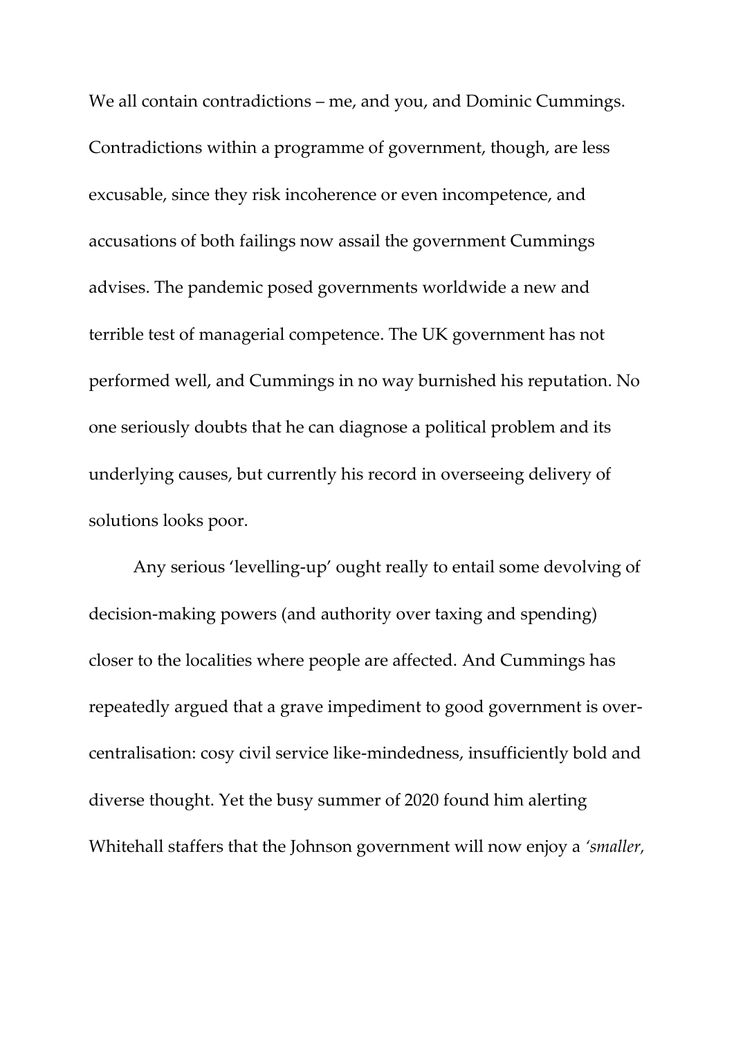We all contain contradictions – me, and you, and Dominic Cummings. Contradictions within a programme of government, though, are less excusable, since they risk incoherence or even incompetence, and accusations of both failings now assail the government Cummings advises. The pandemic posed governments worldwide a new and terrible test of managerial competence. The UK government has not performed well, and Cummings in no way burnished his reputation. No one seriously doubts that he can diagnose a political problem and its underlying causes, but currently his record in overseeing delivery of solutions looks poor.

Any serious 'levelling-up' ought really to entail some devolving of decision-making powers (and authority over taxing and spending) closer to the localities where people are affected. And Cummings has repeatedly argued that a grave impediment to good government is over-centralisation: cosy civil service like-mindedness, insufficiently bold and diverse thought. Yet the busy summer of 2020 found him alerting Whitehall staffers that the Johnson government will now enjoy a *'smaller,*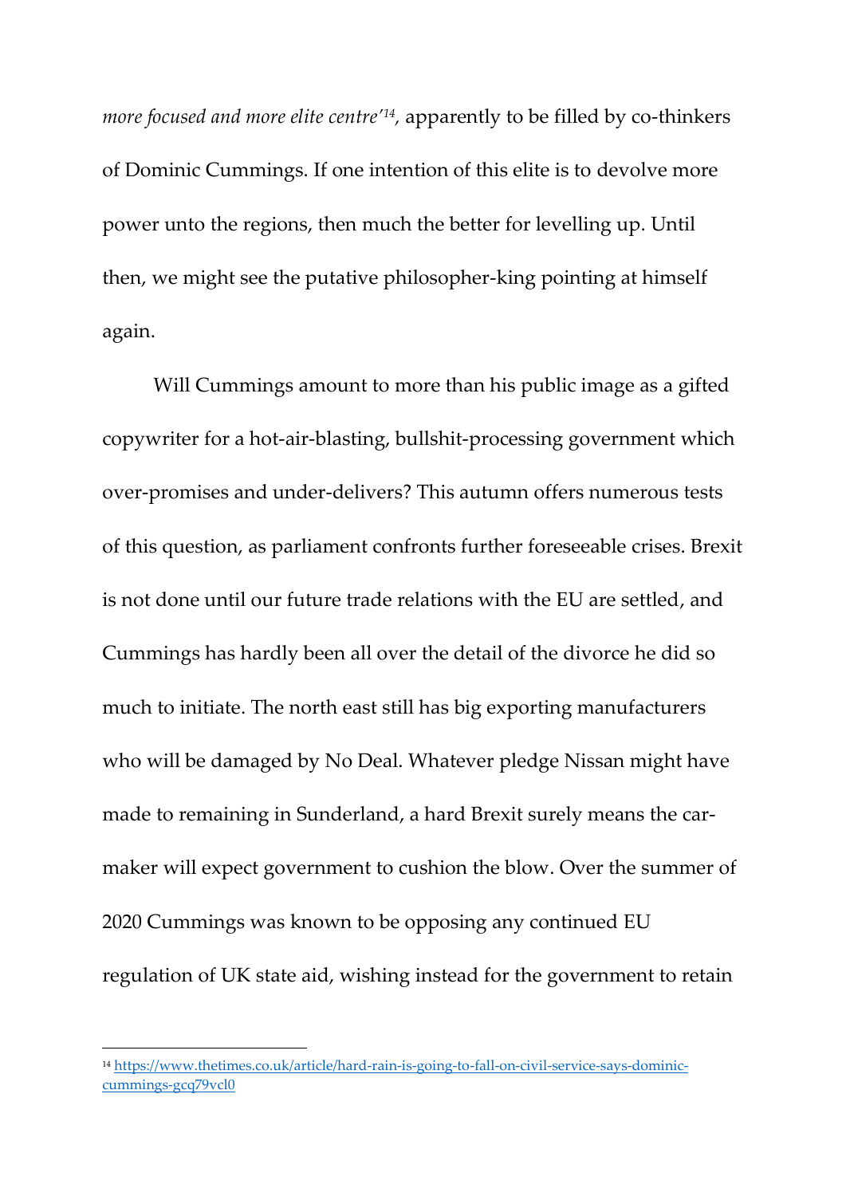*more focused and more elite centre'*[14], apparently to be filled by co-thinkers of Dominic Cummings. If one intention of this elite is to devolve more power unto the regions, then much the better for levelling up. Until then, we might see the putative philosopher-king pointing at himself again.

Will Cummings amount to more than his public image as a gifted copywriter for a hot-air-blasting, bullshit-processing government which over-promises and under-delivers? This autumn offers numerous tests of this question, as parliament confronts further foreseeable crises. Brexit is not done until our future trade relations with the EU are settled, and Cummings has hardly been all over the detail of the divorce he did so much to initiate. The north east still has big exporting manufacturers who will be damaged by No Deal. Whatever pledge Nissan might have made to remaining in Sunderland, a hard Brexit surely means the car-maker will expect government to cushion the blow. Over the summer of 2020 Cummings was known to be opposing any continued EU regulation of UK state aid, wishing instead for the government to retain

---

[14] https://www.thetimes.co.uk/article/hard-rain-is-going-to-fall-on-civil-service-says-dominic-cummings-gcq79vcl0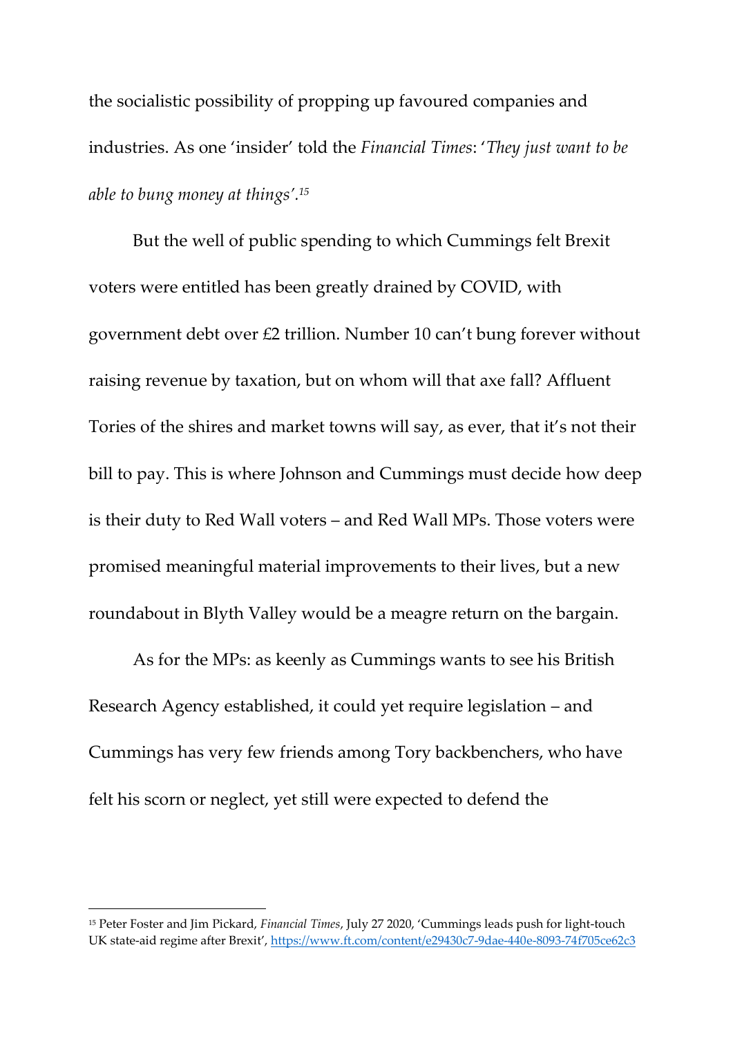the socialistic possibility of propping up favoured companies and industries. As one 'insider' told the *Financial Times*: '*They just want to be able to bung money at things*'.[15]

But the well of public spending to which Cummings felt Brexit voters were entitled has been greatly drained by COVID, with government debt over £2 trillion. Number 10 can't bung forever without raising revenue by taxation, but on whom will that axe fall? Affluent Tories of the shires and market towns will say, as ever, that it's not their bill to pay. This is where Johnson and Cummings must decide how deep is their duty to Red Wall voters – and Red Wall MPs. Those voters were promised meaningful material improvements to their lives, but a new roundabout in Blyth Valley would be a meagre return on the bargain.

As for the MPs: as keenly as Cummings wants to see his British Research Agency established, it could yet require legislation – and Cummings has very few friends among Tory backbenchers, who have felt his scorn or neglect, yet still were expected to defend the

---

[15] Peter Foster and Jim Pickard, *Financial Times*, July 27 2020, 'Cummings leads push for light-touch UK state-aid regime after Brexit', https://www.ft.com/content/e29430c7-9dae-440e-8093-74f705ce62c3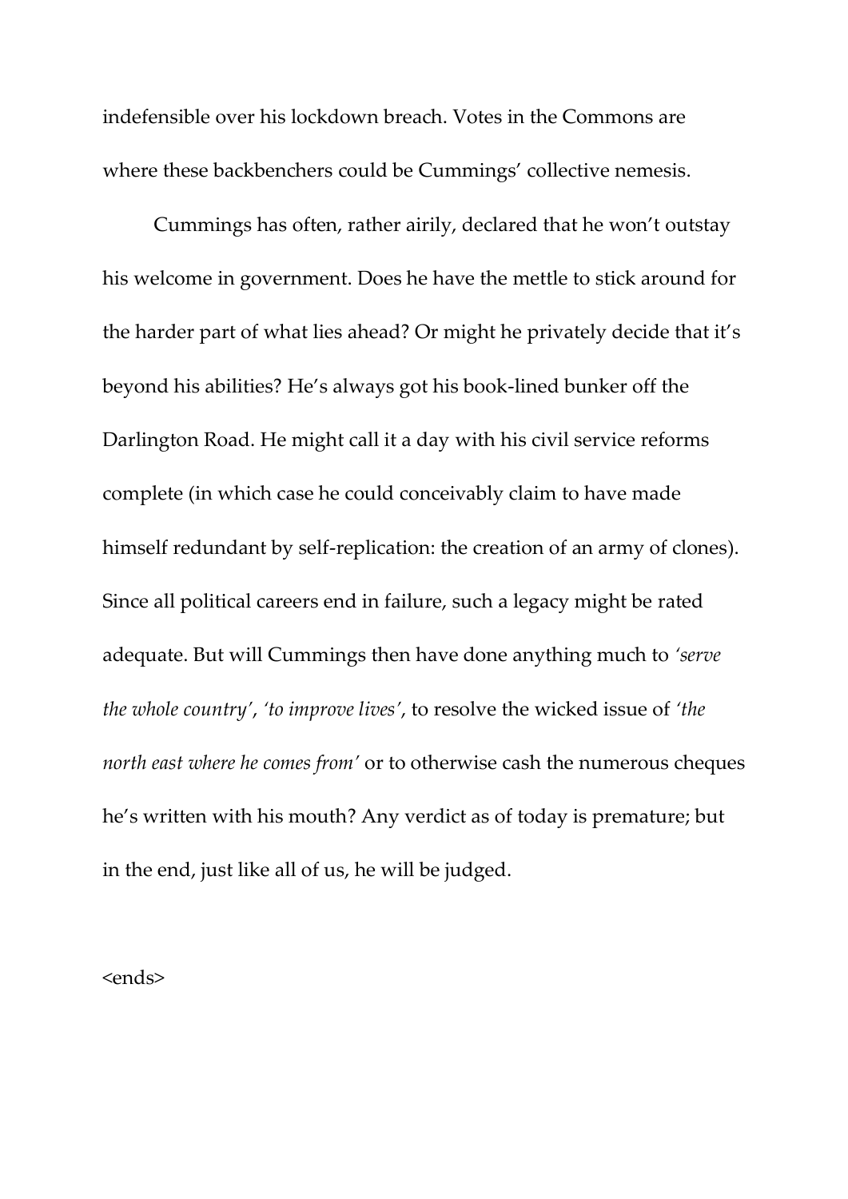indefensible over his lockdown breach. Votes in the Commons are where these backbenchers could be Cummings' collective nemesis.

Cummings has often, rather airily, declared that he won't outstay his welcome in government. Does he have the mettle to stick around for the harder part of what lies ahead? Or might he privately decide that it's beyond his abilities? He's always got his book-lined bunker off the Darlington Road. He might call it a day with his civil service reforms complete (in which case he could conceivably claim to have made himself redundant by self-replication: the creation of an army of clones). Since all political careers end in failure, such a legacy might be rated adequate. But will Cummings then have done anything much to *'serve the whole country'*, *'to improve lives'*, to resolve the wicked issue of *'the north east where he comes from'* or to otherwise cash the numerous cheques he's written with his mouth? Any verdict as of today is premature; but in the end, just like all of us, he will be judged.

<ends>